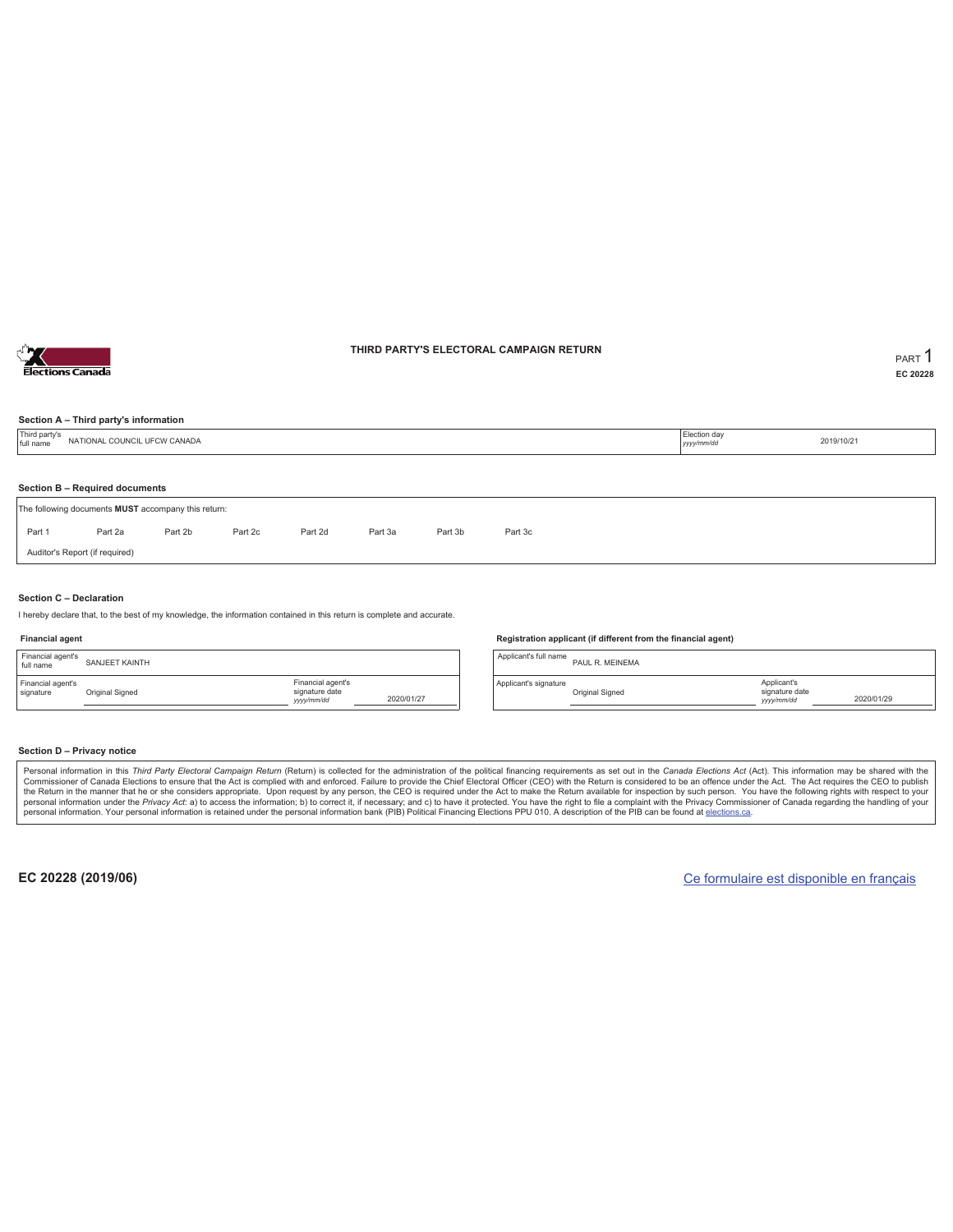# THIRD PARTY'S ELECTORAL CAMPAIGN RETURN

PART 1

EC 20228

### Section A – Third party's information

| Third party's full name | NATIONAL COUNCIL UFCW CANADA | Election day *yyyy/mm/dd* | 2019/10/21 |
|---|---|---|---|

### Section B – Required documents

The following documents **MUST** accompany this return:

| Part 1 | Part 2a | Part 2b | Part 2c | Part 2d | Part 3a | Part 3b | Part 3c |
|---|---|---|---|---|---|---|---|

Auditor's Report (if required)

### Section C – Declaration

I hereby declare that, to the best of my knowledge, the information contained in this return is complete and accurate.

**Financial agent**

| Financial agent's full name | SANJEET KAINTH | | |
|---|---|---|---|
| Financial agent's signature | Original Signed | Financial agent's signature date *yyyy/mm/dd* | 2020/01/27 |

**Registration applicant (if different from the financial agent)**

| Applicant's full name | PAUL R. MEINEMA | | |
|---|---|---|---|
| Applicant's signature | Original Signed | Applicant's signature date *yyyy/mm/dd* | 2020/01/29 |

### Section D – Privacy notice

Personal information in this *Third Party Electoral Campaign Return* (Return) is collected for the administration of the political financing requirements as set out in the *Canada Elections Act* (Act). This information may be shared with the Commissioner of Canada Elections to ensure that the Act is complied with and enforced. Failure to provide the Chief Electoral Officer (CEO) with the Return is considered to be an offence under the Act. The Act requires the CEO to publish the Return in the manner that he or she considers appropriate. Upon request by any person, the CEO is required under the Act to make the Return available for inspection by such person. You have the following rights with respect to your personal information under the *Privacy Act*: a) to access the information; b) to correct it, if necessary; and c) to have it protected. You have the right to file a complaint with the Privacy Commissioner of Canada regarding the handling of your personal information. Your personal information is retained under the personal information bank (PIB) Political Financing Elections PPU 010. A description of the PIB can be found at elections.ca.

EC 20228 (2019/06)

Ce formulaire est disponible en français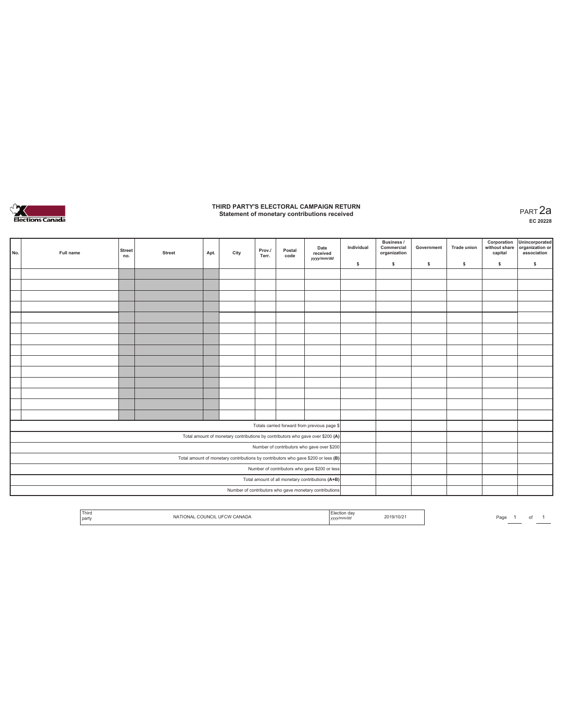# THIRD PARTY'S ELECTORAL CAMPAIGN RETURN

## Statement of monetary contributions received

PART 2a

EC 20228

| No. | Full name | Street no. | Street | Apt. | City | Prov./ Terr. | Postal code | Date received yyyy/mm/dd | Individual $ | Business / Commercial organization $ | Government $ | Trade union $ | Corporation without share capital $ | Unincorporated organization or association $ |
|---|---|---|---|---|---|---|---|---|---|---|---|---|---|---|
| | | | | | | | | | | | | | | |
| | | | | | | | | | | | | | | |
| | | | | | | | | | | | | | | |
| | | | | | | | | | | | | | | |
| | | | | | | | | | | | | | | |
| | | | | | | | | | | | | | | |
| | | | | | | | | | | | | | | |
| | | | | | | | | | | | | | | |
| | | | | | | | | | | | | | | |
| | | | | | | | | | | | | | | |
| | | | | | | | | | | | | | | |
| | | | | | | | | | | | | | | |
| | | | | | | | | | | | | | | |
| | | | | | | | | | | | | | | |
| Totals carried forward from previous page $ | | | | | | | | | | | | | | |
| Total amount of monetary contributions by contributors who gave over $200 (A) | | | | | | | | | | | | | | |
| Number of contributors who gave over $200 | | | | | | | | | | | | | | |
| Total amount of monetary contributions by contributors who gave $200 or less (B) | | | | | | | | | | | | | | |
| Number of contributors who gave $200 or less | | | | | | | | | | | | | | |
| Total amount of all monetary contributions (A+B) | | | | | | | | | | | | | | |
| Number of contributors who gave monetary contributions | | | | | | | | | | | | | | |

| Third party | NATIONAL COUNCIL UFCW CANADA | Election day yyyy/mm/dd | 2019/10/21 |
|---|---|---|---|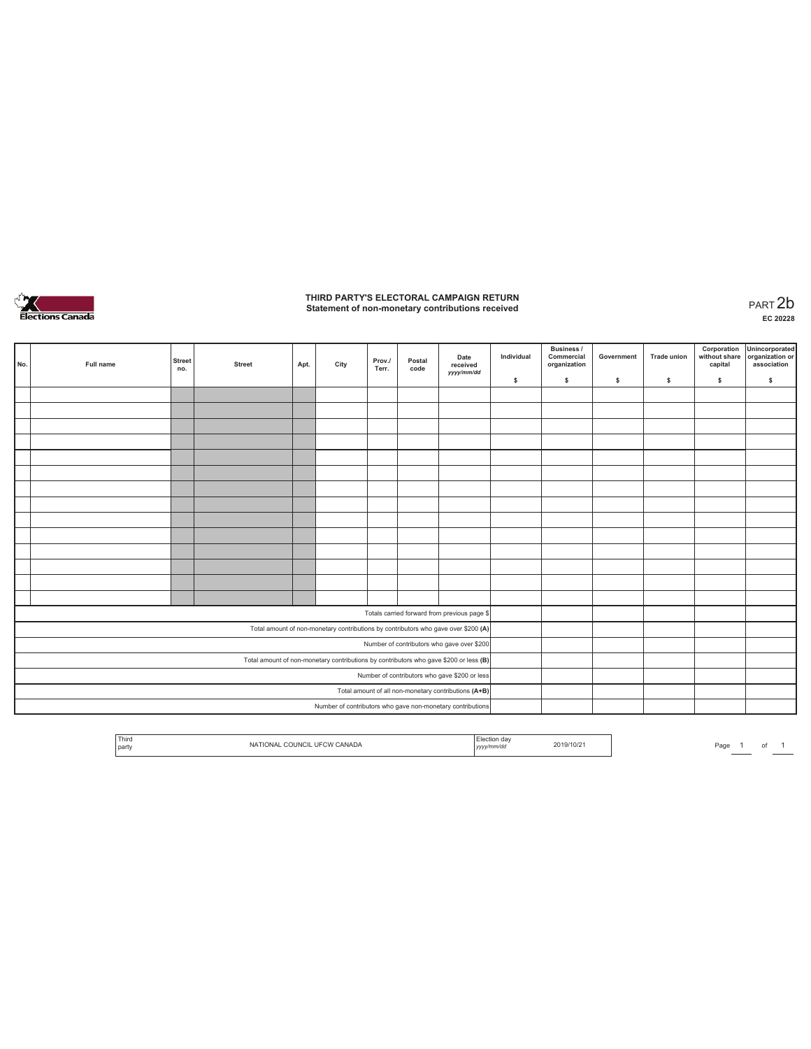# THIRD PARTY'S ELECTORAL CAMPAIGN RETURN
## Statement of non-monetary contributions received

PART 2b
**EC 20228**

| No. | Full name | Street no. | Street | Apt. | City | Prov./ Terr. | Postal code | Date received *yyyy/mm/dd* | Individual $ | Business / Commercial organization $ | Government $ | Trade union $ | Corporation without share capital $ | Unincorporated organization or association $ |
|---|---|---|---|---|---|---|---|---|---|---|---|---|---|---|
| | | | | | | | | | | | | | | |
| | | | | | | | | | | | | | | |
| | | | | | | | | | | | | | | |
| | | | | | | | | | | | | | | |
| | | | | | | | | | | | | | | |
| | | | | | | | | | | | | | | |
| | | | | | | | | | | | | | | |
| | | | | | | | | | | | | | | |
| | | | | | | | | | | | | | | |
| | | | | | | | | | | | | | | |
| | | | | | | | | | | | | | | |
| | | | | | | | | | | | | | | |
| | | | | | | | | | | | | | | |
| | | | | | | | | | | | | | | |
| Totals carried forward from previous page $ | | | | | | | | | | | | | | |
| Total amount of non-monetary contributions by contributors who gave over $200 (A) | | | | | | | | | | | | | | |
| Number of contributors who gave over $200 | | | | | | | | | | | | | | |
| Total amount of non-monetary contributions by contributors who gave $200 or less (B) | | | | | | | | | | | | | | |
| Number of contributors who gave $200 or less | | | | | | | | | | | | | | |
| Total amount of all non-monetary contributions (A+B) | | | | | | | | | | | | | | |
| Number of contributors who gave non-monetary contributions | | | | | | | | | | | | | | |

| Third party | NATIONAL COUNCIL UFCW CANADA | Election day *yyyy/mm/dd* | 2019/10/21 |
|---|---|---|---|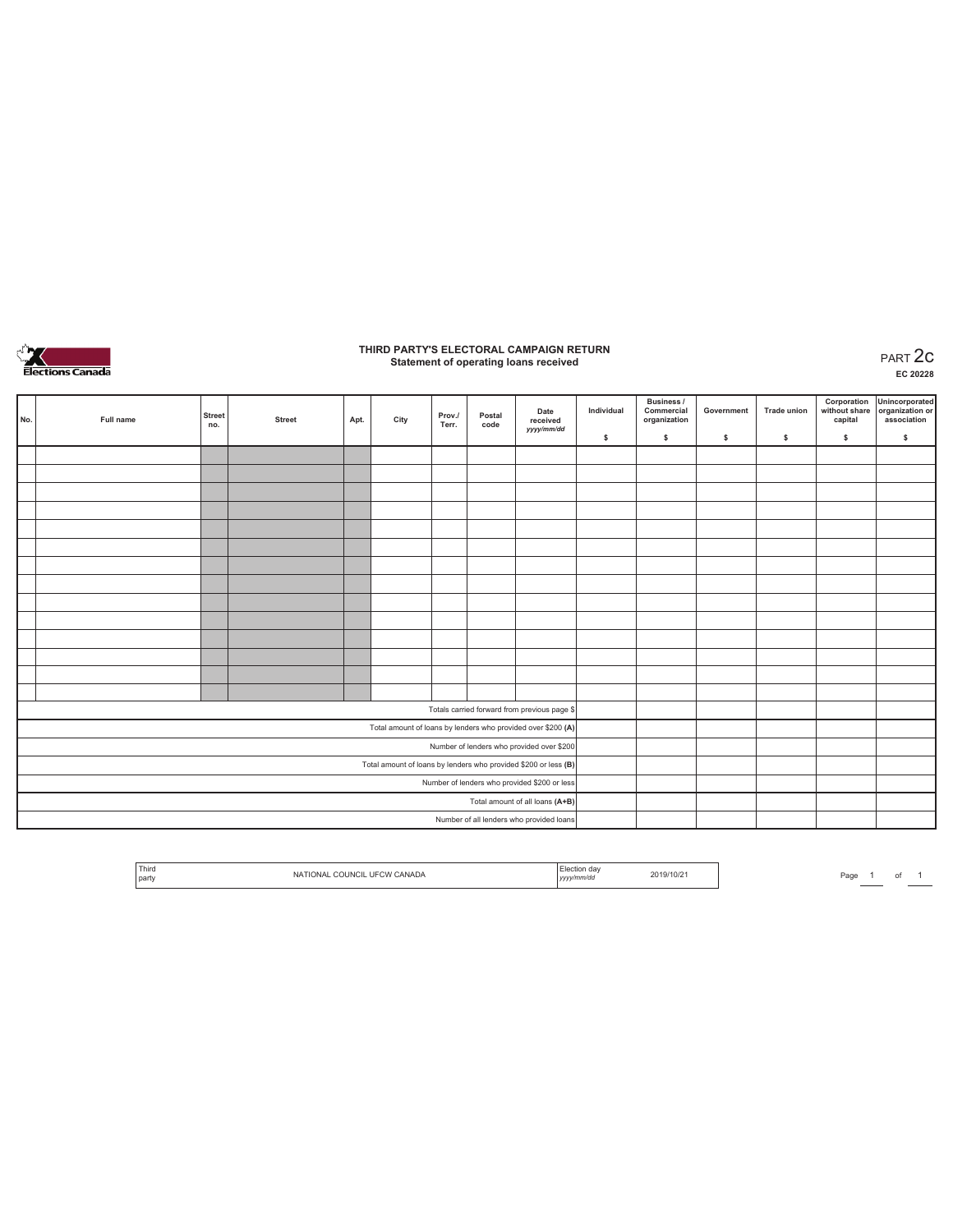# THIRD PARTY'S ELECTORAL CAMPAIGN RETURN

## Statement of operating loans received

PART 2c

EC 20228

| No. | Full name | Street no. | Street | Apt. | City | Prov./ Terr. | Postal code | Date received yyyy/mm/dd | Individual $ | Business / Commercial organization $ | Government $ | Trade union $ | Corporation without share capital $ | Unincorporated organization or association $ |
|---|---|---|---|---|---|---|---|---|---|---|---|---|---|---|
| | | | | | | | | | | | | | | |
| | | | | | | | | | | | | | | |
| | | | | | | | | | | | | | | |
| | | | | | | | | | | | | | | |
| | | | | | | | | | | | | | | |
| | | | | | | | | | | | | | | |
| | | | | | | | | | | | | | | |
| | | | | | | | | | | | | | | |
| | | | | | | | | | | | | | | |
| | | | | | | | | | | | | | | |
| | | | | | | | | | | | | | | |
| | | | | | | | | | | | | | | |
| | | | | | | | | | | | | | | |
| | | | | | | | | | | | | | | |
| Totals carried forward from previous page $ | | | | | | | | | | | | | | |
| Total amount of loans by lenders who provided over $200 **(A)** | | | | | | | | | | | | | | |
| Number of lenders who provided over $200 | | | | | | | | | | | | | | |
| Total amount of loans by lenders who provided $200 or less **(B)** | | | | | | | | | | | | | | |
| Number of lenders who provided $200 or less | | | | | | | | | | | | | | |
| Total amount of all loans **(A+B)** | | | | | | | | | | | | | | |
| Number of all lenders who provided loans | | | | | | | | | | | | | | |

| Third party | NATIONAL COUNCIL UFCW CANADA | Election day yyyy/mm/dd | 2019/10/21 |
|---|---|---|---|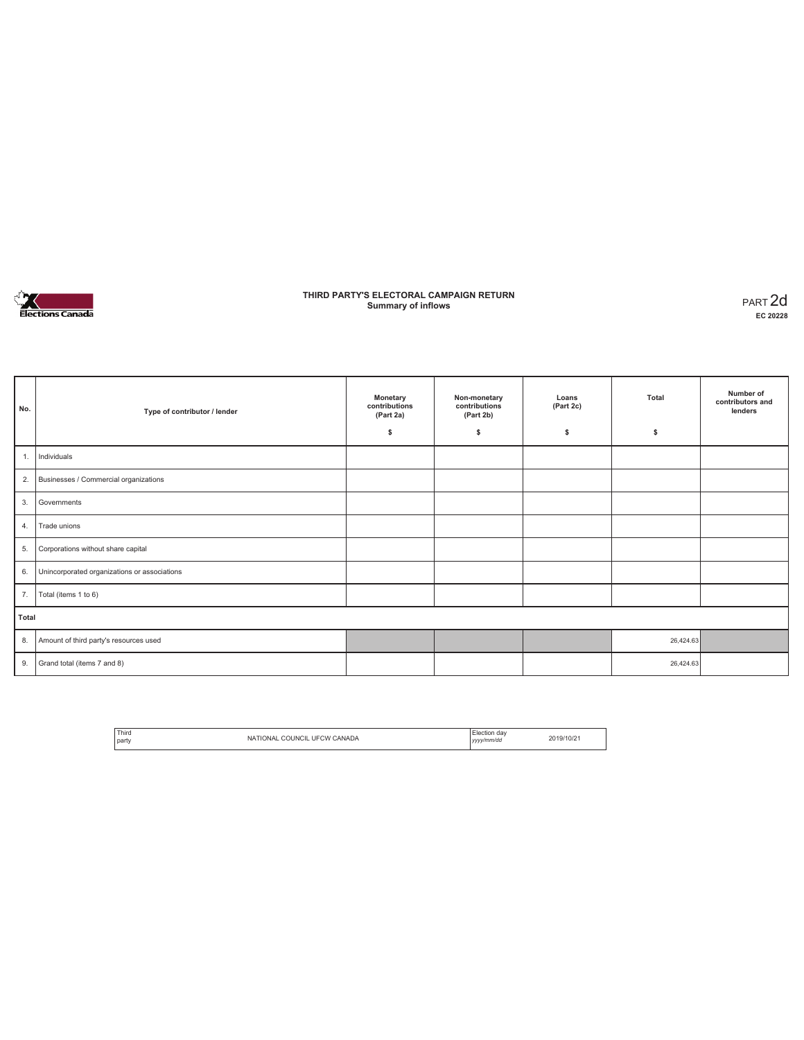# THIRD PARTY'S ELECTORAL CAMPAIGN RETURN
## Summary of inflows

PART 2d
**EC 20228**

| No. | Type of contributor / lender | Monetary contributions (Part 2a) $ | Non-monetary contributions (Part 2b) $ | Loans (Part 2c) $ | Total $ | Number of contributors and lenders |
|---|---|---|---|---|---|---|
| 1. | Individuals | | | | | |
| 2. | Businesses / Commercial organizations | | | | | |
| 3. | Governments | | | | | |
| 4. | Trade unions | | | | | |
| 5. | Corporations without share capital | | | | | |
| 6. | Unincorporated organizations or associations | | | | | |
| 7. | Total (items 1 to 6) | | | | | |
| **Total** | | | | | | |
| 8. | Amount of third party's resources used | | | | 26,424.63 | |
| 9. | Grand total (items 7 and 8) | | | | 26,424.63 | |

| Third party | NATIONAL COUNCIL UFCW CANADA | Election day *yyyy/mm/dd* | 2019/10/21 |
|---|---|---|---|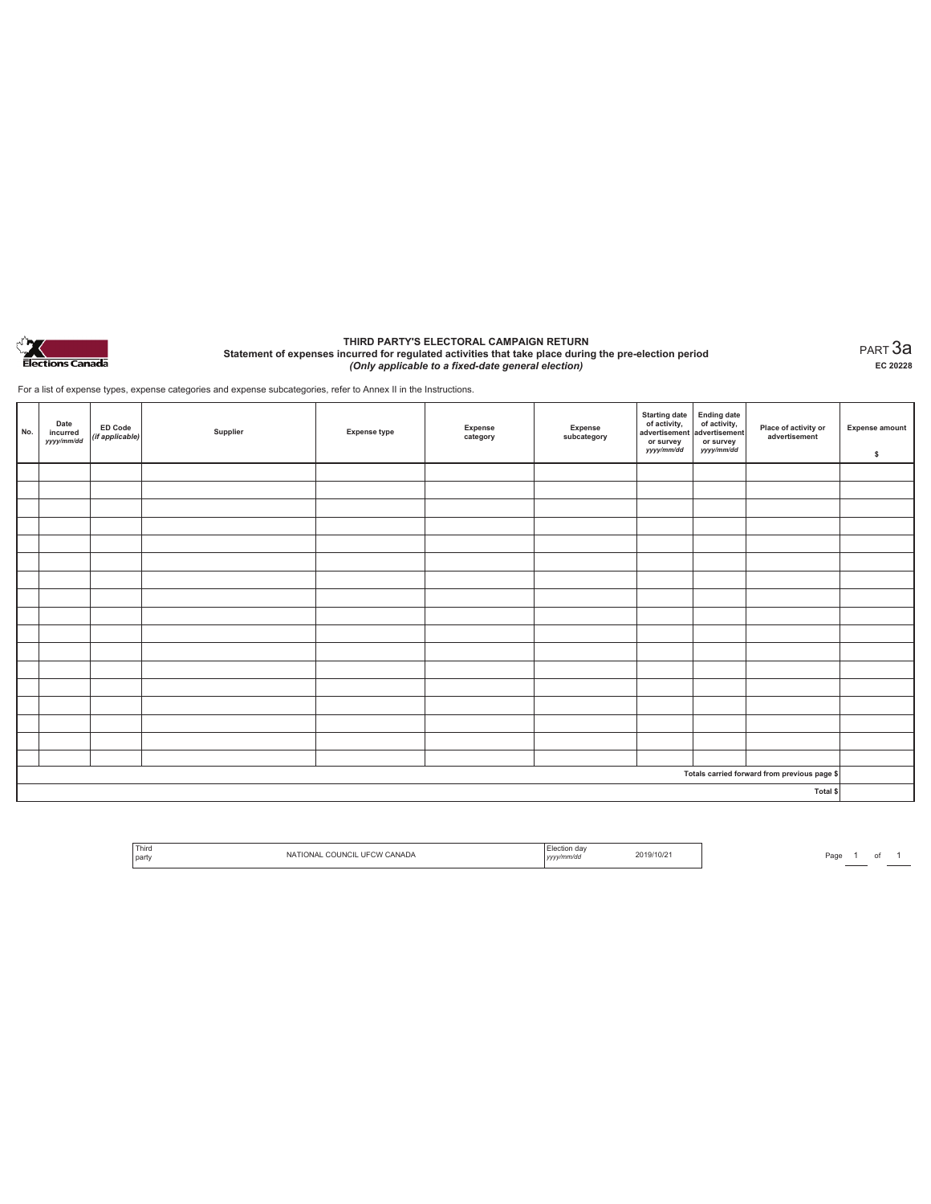THIRD PARTY'S ELECTORAL CAMPAIGN RETURN

**Statement of expenses incurred for regulated activities that take place during the pre-election period**

*(Only applicable to a fixed-date general election)*

PART 3a

EC 20228

For a list of expense types, expense categories and expense subcategories, refer to Annex II in the Instructions.

| No. | Date incurred *yyyy/mm/dd* | ED Code *(if applicable)* | Supplier | Expense type | Expense category | Expense subcategory | Starting date of activity, advertisement or survey *yyyy/mm/dd* | Ending date of activity, advertisement or survey *yyyy/mm/dd* | Place of activity or advertisement | Expense amount $ |
|---|---|---|---|---|---|---|---|---|---|---|
| | | | | | | | | | | |
| | | | | | | | | | | |
| | | | | | | | | | | |
| | | | | | | | | | | |
| | | | | | | | | | | |
| | | | | | | | | | | |
| | | | | | | | | | | |
| | | | | | | | | | | |
| | | | | | | | | | | |
| | | | | | | | | | | |
| | | | | | | | | | | |
| | | | | | | | | | | |
| | | | | | | | | | | |
| | | | | | | | | | | |
| | | | | | | | | | | |
| | | | | | | | | | | |
| | | | | | | | | | | |
| | | | | | | | | | Totals carried forward from previous page $ | |
| | | | | | | | | | Total $ | |

| Third party | NATIONAL COUNCIL UFCW CANADA | Election day *yyyy/mm/dd* | 2019/10/21 |
|---|---|---|---|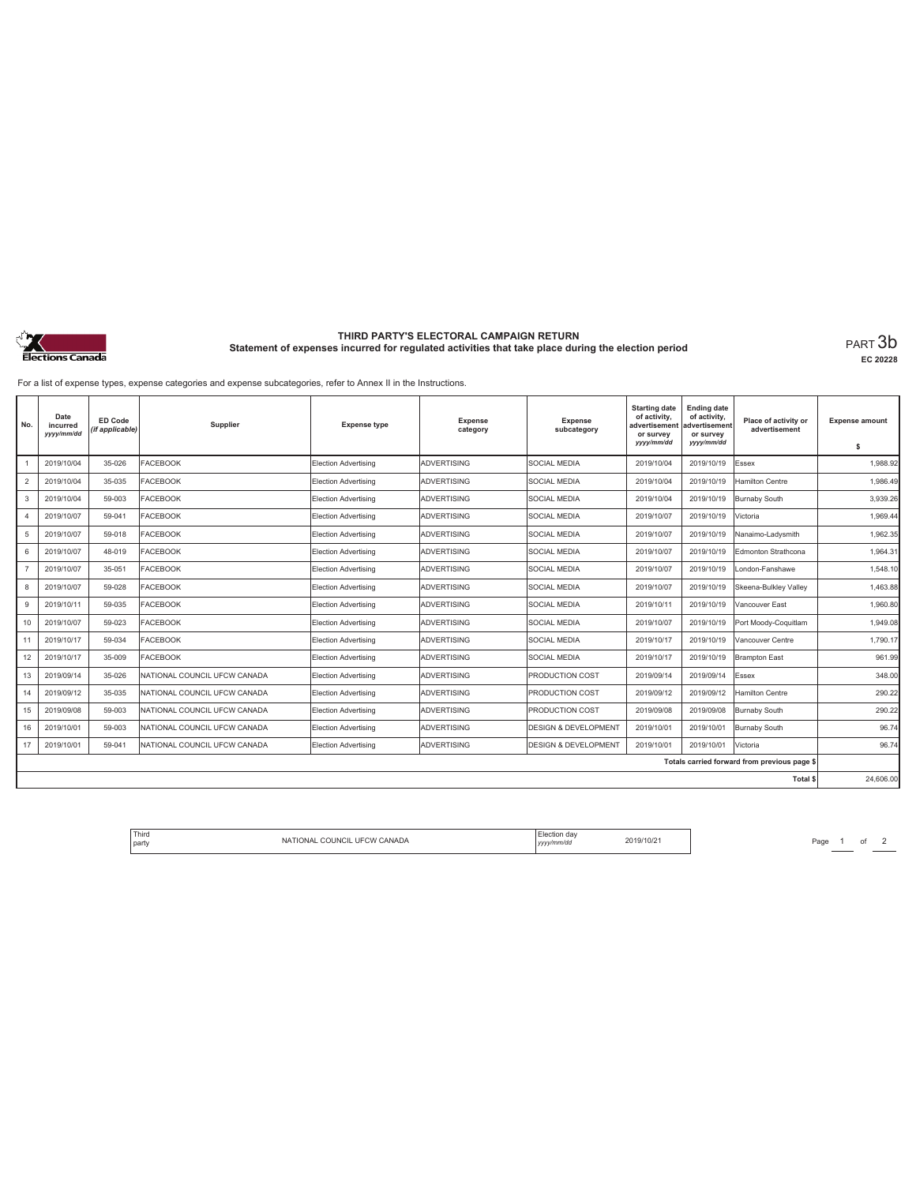# THIRD PARTY'S ELECTORAL CAMPAIGN RETURN

## Statement of expenses incurred for regulated activities that take place during the election period

PART 3b

EC 20228

For a list of expense types, expense categories and expense subcategories, refer to Annex II in the Instructions.

| No. | Date incurred yyyy/mm/dd | ED Code (if applicable) | Supplier | Expense type | Expense category | Expense subcategory | Starting date of activity, advertisement or survey yyyy/mm/dd | Ending date of activity, advertisement or survey yyyy/mm/dd | Place of activity or advertisement | Expense amount $ |
|---|---|---|---|---|---|---|---|---|---|---|
| 1 | 2019/10/04 | 35-026 | FACEBOOK | Election Advertising | ADVERTISING | SOCIAL MEDIA | 2019/10/04 | 2019/10/19 | Essex | 1,988.92 |
| 2 | 2019/10/04 | 35-035 | FACEBOOK | Election Advertising | ADVERTISING | SOCIAL MEDIA | 2019/10/04 | 2019/10/19 | Hamilton Centre | 1,986.49 |
| 3 | 2019/10/04 | 59-003 | FACEBOOK | Election Advertising | ADVERTISING | SOCIAL MEDIA | 2019/10/04 | 2019/10/19 | Burnaby South | 3,939.26 |
| 4 | 2019/10/07 | 59-041 | FACEBOOK | Election Advertising | ADVERTISING | SOCIAL MEDIA | 2019/10/07 | 2019/10/19 | Victoria | 1,969.44 |
| 5 | 2019/10/07 | 59-018 | FACEBOOK | Election Advertising | ADVERTISING | SOCIAL MEDIA | 2019/10/07 | 2019/10/19 | Nanaimo-Ladysmith | 1,962.35 |
| 6 | 2019/10/07 | 48-019 | FACEBOOK | Election Advertising | ADVERTISING | SOCIAL MEDIA | 2019/10/07 | 2019/10/19 | Edmonton Strathcona | 1,964.31 |
| 7 | 2019/10/07 | 35-051 | FACEBOOK | Election Advertising | ADVERTISING | SOCIAL MEDIA | 2019/10/07 | 2019/10/19 | London-Fanshawe | 1,548.10 |
| 8 | 2019/10/07 | 59-028 | FACEBOOK | Election Advertising | ADVERTISING | SOCIAL MEDIA | 2019/10/07 | 2019/10/19 | Skeena-Bulkley Valley | 1,463.88 |
| 9 | 2019/10/11 | 59-035 | FACEBOOK | Election Advertising | ADVERTISING | SOCIAL MEDIA | 2019/10/11 | 2019/10/19 | Vancouver East | 1,960.80 |
| 10 | 2019/10/07 | 59-023 | FACEBOOK | Election Advertising | ADVERTISING | SOCIAL MEDIA | 2019/10/07 | 2019/10/19 | Port Moody-Coquitlam | 1,949.08 |
| 11 | 2019/10/17 | 59-034 | FACEBOOK | Election Advertising | ADVERTISING | SOCIAL MEDIA | 2019/10/17 | 2019/10/19 | Vancouver Centre | 1,790.17 |
| 12 | 2019/10/17 | 35-009 | FACEBOOK | Election Advertising | ADVERTISING | SOCIAL MEDIA | 2019/10/17 | 2019/10/19 | Brampton East | 961.99 |
| 13 | 2019/09/14 | 35-026 | NATIONAL COUNCIL UFCW CANADA | Election Advertising | ADVERTISING | PRODUCTION COST | 2019/09/14 | 2019/09/14 | Essex | 348.00 |
| 14 | 2019/09/12 | 35-035 | NATIONAL COUNCIL UFCW CANADA | Election Advertising | ADVERTISING | PRODUCTION COST | 2019/09/12 | 2019/09/12 | Hamilton Centre | 290.22 |
| 15 | 2019/09/08 | 59-003 | NATIONAL COUNCIL UFCW CANADA | Election Advertising | ADVERTISING | PRODUCTION COST | 2019/09/08 | 2019/09/08 | Burnaby South | 290.22 |
| 16 | 2019/10/01 | 59-003 | NATIONAL COUNCIL UFCW CANADA | Election Advertising | ADVERTISING | DESIGN & DEVELOPMENT | 2019/10/01 | 2019/10/01 | Burnaby South | 96.74 |
| 17 | 2019/10/01 | 59-041 | NATIONAL COUNCIL UFCW CANADA | Election Advertising | ADVERTISING | DESIGN & DEVELOPMENT | 2019/10/01 | 2019/10/01 | Victoria | 96.74 |
| | | | | | | | | | Totals carried forward from previous page $ | |
| | | | | | | | | | Total $ | 24,606.00 |

Third party: NATIONAL COUNCIL UFCW CANADA | Election day (yyyy/mm/dd): 2019/10/21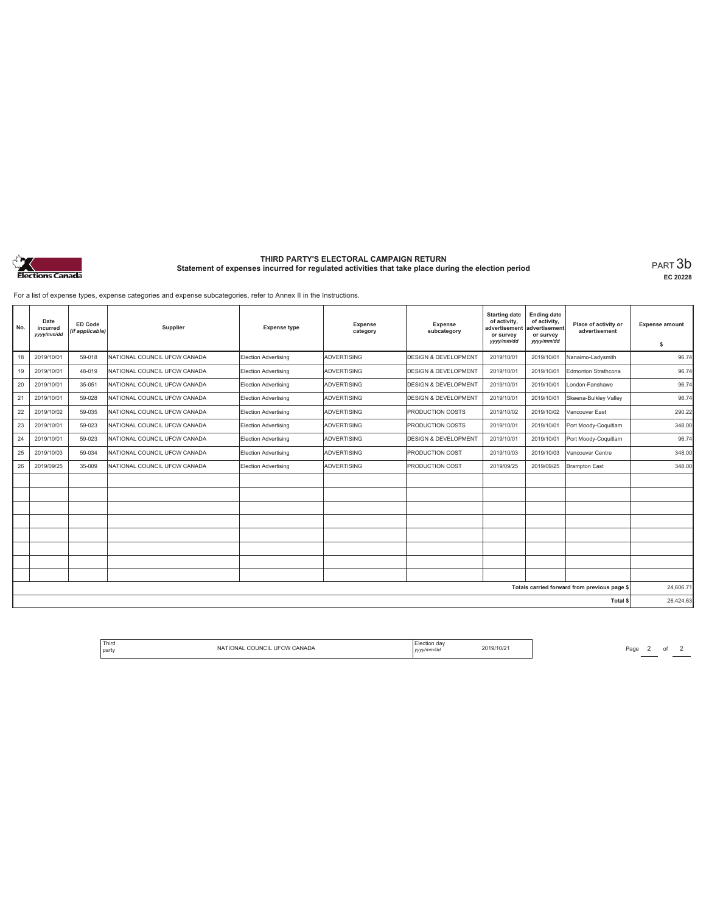# THIRD PARTY'S ELECTORAL CAMPAIGN RETURN

## Statement of expenses incurred for regulated activities that take place during the election period

PART 3b

EC 20228

For a list of expense types, expense categories and expense subcategories, refer to Annex II in the Instructions.

| No. | Date incurred *yyyy/mm/dd* | ED Code *(if applicable)* | Supplier | Expense type | Expense category | Expense subcategory | Starting date of activity, advertisement or survey *yyyy/mm/dd* | Ending date of activity, advertisement or survey *yyyy/mm/dd* | Place of activity or advertisement | Expense amount $ |
|---|---|---|---|---|---|---|---|---|---|---|
| 18 | 2019/10/01 | 59-018 | NATIONAL COUNCIL UFCW CANADA | Election Advertising | ADVERTISING | DESIGN & DEVELOPMENT | 2019/10/01 | 2019/10/01 | Nanaimo-Ladysmith | 96.74 |
| 19 | 2019/10/01 | 48-019 | NATIONAL COUNCIL UFCW CANADA | Election Advertising | ADVERTISING | DESIGN & DEVELOPMENT | 2019/10/01 | 2019/10/01 | Edmonton Strathcona | 96.74 |
| 20 | 2019/10/01 | 35-051 | NATIONAL COUNCIL UFCW CANADA | Election Advertising | ADVERTISING | DESIGN & DEVELOPMENT | 2019/10/01 | 2019/10/01 | London-Fanshawe | 96.74 |
| 21 | 2019/10/01 | 59-028 | NATIONAL COUNCIL UFCW CANADA | Election Advertising | ADVERTISING | DESIGN & DEVELOPMENT | 2019/10/01 | 2019/10/01 | Skeena-Bulkley Valley | 96.74 |
| 22 | 2019/10/02 | 59-035 | NATIONAL COUNCIL UFCW CANADA | Election Advertising | ADVERTISING | PRODUCTION COSTS | 2019/10/02 | 2019/10/02 | Vancouver East | 290.22 |
| 23 | 2019/10/01 | 59-023 | NATIONAL COUNCIL UFCW CANADA | Election Advertising | ADVERTISING | PRODUCTION COSTS | 2019/10/01 | 2019/10/01 | Port Moody-Coquitlam | 348.00 |
| 24 | 2019/10/01 | 59-023 | NATIONAL COUNCIL UFCW CANADA | Election Advertising | ADVERTISING | DESIGN & DEVELOPMENT | 2019/10/01 | 2019/10/01 | Port Moody-Coquitlam | 96.74 |
| 25 | 2019/10/03 | 59-034 | NATIONAL COUNCIL UFCW CANADA | Election Advertising | ADVERTISING | PRODUCTION COST | 2019/10/03 | 2019/10/03 | Vancouver Centre | 348.00 |
| 26 | 2019/09/25 | 35-009 | NATIONAL COUNCIL UFCW CANADA | Election Advertising | ADVERTISING | PRODUCTION COST | 2019/09/25 | 2019/09/25 | Brampton East | 348.00 |
| | | | | | | | | | | |
| | | | | | | | | | | |
| | | | | | | | | | | |
| | | | | | | | | | | |
| | | | | | | | | | | |
| | | | | | | | | | | |
| | | | | | | | | | | |
| | | | | | | | | | | |
| | | | | | | | | | Totals carried forward from previous page $ | 24,606.71 |
| | | | | | | | | | Total $ | 26,424.63 |

Third party: NATIONAL COUNCIL UFCW CANADA

Election day *yyyy/mm/dd*: 2019/10/21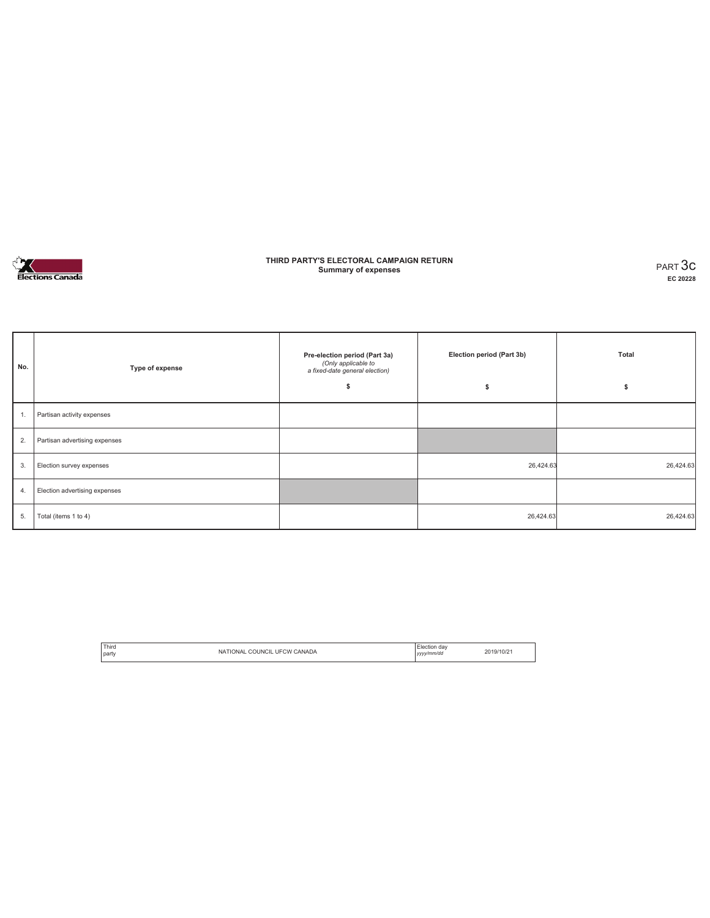# THIRD PARTY'S ELECTORAL CAMPAIGN RETURN
## Summary of expenses

PART 3c
**EC 20228**

| No. | Type of expense | Pre-election period (Part 3a) *(Only applicable to a fixed-date general election)* $ | Election period (Part 3b) $ | Total $ |
|---|---|---|---|---|
| 1. | Partisan activity expenses | | | |
| 2. | Partisan advertising expenses | | | |
| 3. | Election survey expenses | | 26,424.63 | 26,424.63 |
| 4. | Election advertising expenses | | | |
| 5. | Total (items 1 to 4) | | 26,424.63 | 26,424.63 |

| Third party | NATIONAL COUNCIL UFCW CANADA | Election day *yyyy/mm/dd* | 2019/10/21 |
|---|---|---|---|